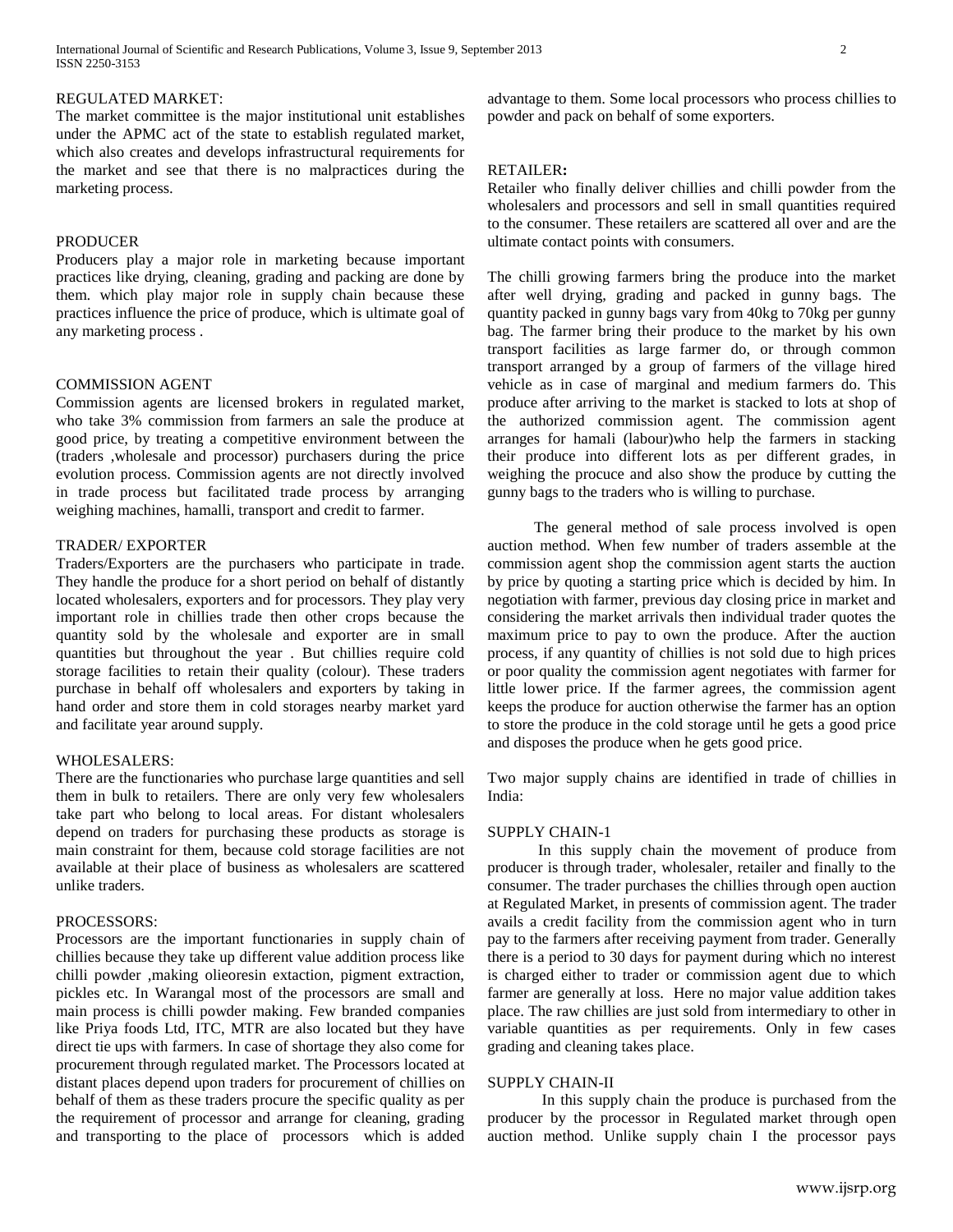REGULATED MARKET:

The market committee is the major institutional unit establishes under the APMC act of the state to establish regulated market, which also creates and develops infrastructural requirements for the market and see that there is no malpractices during the marketing process.

PRODUCER

Producers play a major role in marketing because important practices like drying, cleaning, grading and packing are done by them. which play major role in supply chain because these practices influence the price of produce, which is ultimate goal of any marketing process .

COMMISSION AGENT

Commission agents are licensed brokers in regulated market, who take 3% commission from farmers an sale the produce at good price, by treating a competitive environment between the (traders ,wholesale and processor) purchasers during the price evolution process. Commission agents are not directly involved in trade process but facilitated trade process by arranging weighing machines, hamalli, transport and credit to farmer.

TRADER/ EXPORTER

Traders/Exporters are the purchasers who participate in trade. They handle the produce for a short period on behalf of distantly located wholesalers, exporters and for processors. They play very important role in chillies trade then other crops because the quantity sold by the wholesale and exporter are in small quantities but throughout the year . But chillies require cold storage facilities to retain their quality (colour). These traders purchase in behalf off wholesalers and exporters by taking in hand order and store them in cold storages nearby market yard and facilitate year around supply.

WHOLESALERS:

There are the functionaries who purchase large quantities and sell them in bulk to retailers. There are only very few wholesalers take part who belong to local areas. For distant wholesalers depend on traders for purchasing these products as storage is main constraint for them, because cold storage facilities are not available at their place of business as wholesalers are scattered unlike traders.

PROCESSORS:

Processors are the important functionaries in supply chain of chillies because they take up different value addition process like chilli powder ,making olieoresin extaction, pigment extraction, pickles etc. In Warangal most of the processors are small and main process is chilli powder making. Few branded companies like Priya foods Ltd, ITC, MTR are also located but they have direct tie ups with farmers. In case of shortage they also come for procurement through regulated market. The Processors located at distant places depend upon traders for procurement of chillies on behalf of them as these traders procure the specific quality as per the requirement of processor and arrange for cleaning, grading and transporting to the place of processors which is added advantage to them. Some local processors who process chillies to powder and pack on behalf of some exporters.

RETAILER**:**

Retailer who finally deliver chillies and chilli powder from the wholesalers and processors and sell in small quantities required to the consumer. These retailers are scattered all over and are the ultimate contact points with consumers.

The chilli growing farmers bring the produce into the market after well drying, grading and packed in gunny bags. The quantity packed in gunny bags vary from 40kg to 70kg per gunny bag. The farmer bring their produce to the market by his own transport facilities as large farmer do, or through common transport arranged by a group of farmers of the village hired vehicle as in case of marginal and medium farmers do. This produce after arriving to the market is stacked to lots at shop of the authorized commission agent. The commission agent arranges for hamali (labour)who help the farmers in stacking their produce into different lots as per different grades, in weighing the procuce and also show the produce by cutting the gunny bags to the traders who is willing to purchase.

The general method of sale process involved is open auction method. When few number of traders assemble at the commission agent shop the commission agent starts the auction by price by quoting a starting price which is decided by him. In negotiation with farmer, previous day closing price in market and considering the market arrivals then individual trader quotes the maximum price to pay to own the produce. After the auction process, if any quantity of chillies is not sold due to high prices or poor quality the commission agent negotiates with farmer for little lower price. If the farmer agrees, the commission agent keeps the produce for auction otherwise the farmer has an option to store the produce in the cold storage until he gets a good price and disposes the produce when he gets good price.

Two major supply chains are identified in trade of chillies in India:

SUPPLY CHAIN-1

In this supply chain the movement of produce from producer is through trader, wholesaler, retailer and finally to the consumer. The trader purchases the chillies through open auction at Regulated Market, in presents of commission agent. The trader avails a credit facility from the commission agent who in turn pay to the farmers after receiving payment from trader. Generally there is a period to 30 days for payment during which no interest is charged either to trader or commission agent due to which farmer are generally at loss. Here no major value addition takes place. The raw chillies are just sold from intermediary to other in variable quantities as per requirements. Only in few cases grading and cleaning takes place.

SUPPLY CHAIN-II

In this supply chain the produce is purchased from the producer by the processor in Regulated market through open auction method. Unlike supply chain I the processor pays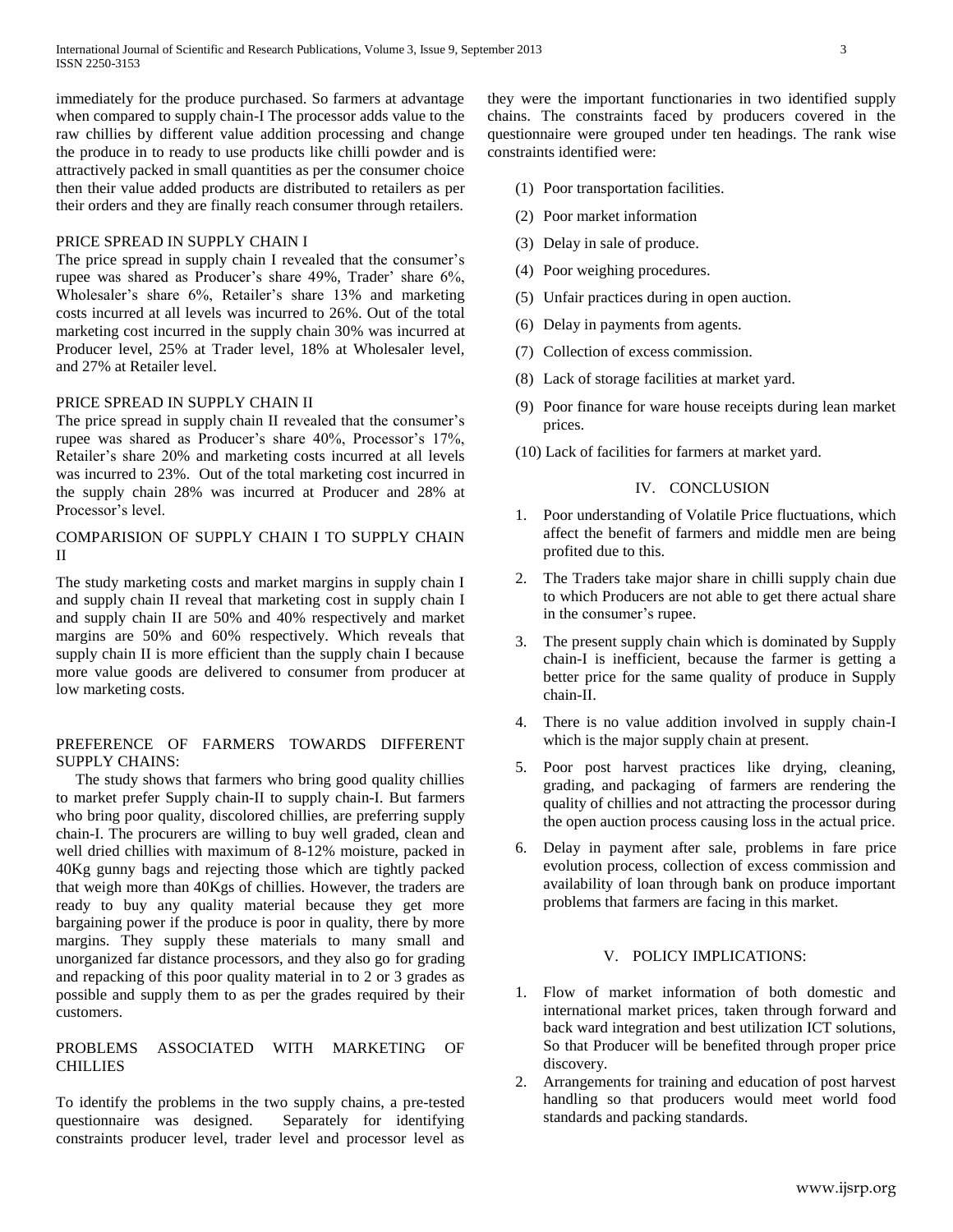immediately for the produce purchased. So farmers at advantage when compared to supply chain-I The processor adds value to the raw chillies by different value addition processing and change the produce in to ready to use products like chilli powder and is attractively packed in small quantities as per the consumer choice then their value added products are distributed to retailers as per their orders and they are finally reach consumer through retailers.

### PRICE SPREAD IN SUPPLY CHAIN I

The price spread in supply chain I revealed that the consumer's rupee was shared as Producer's share 49%, Trader' share 6%, Wholesaler's share 6%, Retailer's share 13% and marketing costs incurred at all levels was incurred to 26%. Out of the total marketing cost incurred in the supply chain 30% was incurred at Producer level, 25% at Trader level, 18% at Wholesaler level, and 27% at Retailer level.

### PRICE SPREAD IN SUPPLY CHAIN II

The price spread in supply chain II revealed that the consumer's rupee was shared as Producer's share 40%, Processor's 17%, Retailer's share 20% and marketing costs incurred at all levels was incurred to 23%. Out of the total marketing cost incurred in the supply chain 28% was incurred at Producer and 28% at Processor's level.

### COMPARISION OF SUPPLY CHAIN I TO SUPPLY CHAIN II

The study marketing costs and market margins in supply chain I and supply chain II reveal that marketing cost in supply chain I and supply chain II are 50% and 40% respectively and market margins are 50% and 60% respectively. Which reveals that supply chain II is more efficient than the supply chain I because more value goods are delivered to consumer from producer at low marketing costs.

### PREFERENCE OF FARMERS TOWARDS DIFFERENT SUPPLY CHAINS:

The study shows that farmers who bring good quality chillies to market prefer Supply chain-II to supply chain-I. But farmers who bring poor quality, discolored chillies, are preferring supply chain-I. The procurers are willing to buy well graded, clean and well dried chillies with maximum of 8-12% moisture, packed in 40Kg gunny bags and rejecting those which are tightly packed that weigh more than 40Kgs of chillies. However, the traders are ready to buy any quality material because they get more bargaining power if the produce is poor in quality, there by more margins. They supply these materials to many small and unorganized far distance processors, and they also go for grading and repacking of this poor quality material in to 2 or 3 grades as possible and supply them to as per the grades required by their customers.

### PROBLEMS ASSOCIATED WITH MARKETING OF CHILLIES

To identify the problems in the two supply chains, a pre-tested questionnaire was designed. Separately for identifying constraints producer level, trader level and processor level as they were the important functionaries in two identified supply chains. The constraints faced by producers covered in the questionnaire were grouped under ten headings. The rank wise constraints identified were:

(1) Poor transportation facilities.

(2) Poor market information

(3) Delay in sale of produce.

(4) Poor weighing procedures.

(5) Unfair practices during in open auction.

(6) Delay in payments from agents.

(7) Collection of excess commission.

(8) Lack of storage facilities at market yard.

(9) Poor finance for ware house receipts during lean market prices.

(10) Lack of facilities for farmers at market yard.

## IV. CONCLUSION

1. Poor understanding of Volatile Price fluctuations, which affect the benefit of farmers and middle men are being profited due to this.
2. The Traders take major share in chilli supply chain due to which Producers are not able to get there actual share in the consumer's rupee.
3. The present supply chain which is dominated by Supply chain-I is inefficient, because the farmer is getting a better price for the same quality of produce in Supply chain-II.
4. There is no value addition involved in supply chain-I which is the major supply chain at present.
5. Poor post harvest practices like drying, cleaning, grading, and packaging of farmers are rendering the quality of chillies and not attracting the processor during the open auction process causing loss in the actual price.
6. Delay in payment after sale, problems in fare price evolution process, collection of excess commission and availability of loan through bank on produce important problems that farmers are facing in this market.

## V. POLICY IMPLICATIONS:

1. Flow of market information of both domestic and international market prices, taken through forward and back ward integration and best utilization ICT solutions, So that Producer will be benefited through proper price discovery.
2. Arrangements for training and education of post harvest handling so that producers would meet world food standards and packing standards.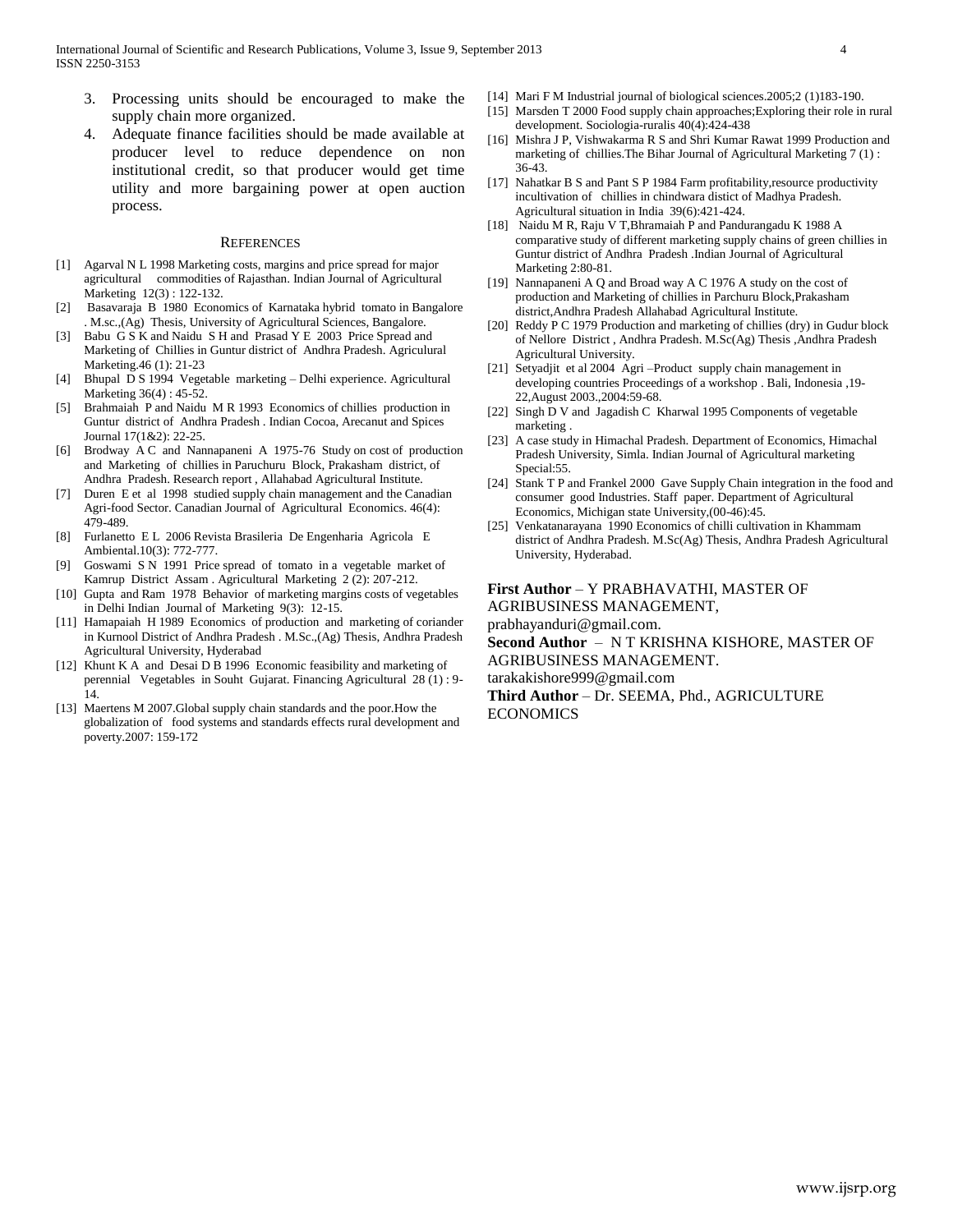3. Processing units should be encouraged to make the supply chain more organized.
4. Adequate finance facilities should be made available at producer level to reduce dependence on non institutional credit, so that producer would get time utility and more bargaining power at open auction process.

## References

[1] Agarval N L 1998 Marketing costs, margins and price spread for major agricultural commodities of Rajasthan. Indian Journal of Agricultural Marketing 12(3) : 122-132.

[2] Basavaraja B 1980 Economics of Karnataka hybrid tomato in Bangalore . M.sc.,(Ag) Thesis, University of Agricultural Sciences, Bangalore.

[3] Babu G S K and Naidu S H and Prasad Y E 2003 Price Spread and Marketing of Chillies in Guntur district of Andhra Pradesh. Agriculural Marketing.46 (1): 21-23

[4] Bhupal D S 1994 Vegetable marketing – Delhi experience. Agricultural Marketing 36(4) : 45-52.

[5] Brahmaiah P and Naidu M R 1993 Economics of chillies production in Guntur district of Andhra Pradesh . Indian Cocoa, Arecanut and Spices Journal 17(1&2): 22-25.

[6] Brodway A C and Nannapaneni A 1975-76 Study on cost of production and Marketing of chillies in Paruchuru Block, Prakasham district, of Andhra Pradesh. Research report , Allahabad Agricultural Institute.

[7] Duren E et al 1998 studied supply chain management and the Canadian Agri-food Sector. Canadian Journal of Agricultural Economics. 46(4): 479-489.

[8] Furlanetto E L 2006 Revista Brasileria De Engenharia Agricola E Ambiental.10(3): 772-777.

[9] Goswami S N 1991 Price spread of tomato in a vegetable market of Kamrup District Assam . Agricultural Marketing 2 (2): 207-212.

[10] Gupta and Ram 1978 Behavior of marketing margins costs of vegetables in Delhi Indian Journal of Marketing 9(3): 12-15.

[11] Hamapaiah H 1989 Economics of production and marketing of coriander in Kurnool District of Andhra Pradesh . M.Sc.,(Ag) Thesis, Andhra Pradesh Agricultural University, Hyderabad

[12] Khunt K A and Desai D B 1996 Economic feasibility and marketing of perennial Vegetables in Souht Gujarat. Financing Agricultural 28 (1) : 9-14.

[13] Maertens M 2007.Global supply chain standards and the poor.How the globalization of food systems and standards effects rural development and poverty.2007: 159-172

[14] Mari F M Industrial journal of biological sciences.2005;2 (1)183-190.

[15] Marsden T 2000 Food supply chain approaches;Exploring their role in rural development. Sociologia-ruralis 40(4):424-438

[16] Mishra J P, Vishwakarma R S and Shri Kumar Rawat 1999 Production and marketing of chillies.The Bihar Journal of Agricultural Marketing 7 (1) : 36-43.

[17] Nahatkar B S and Pant S P 1984 Farm profitability,resource productivity incultivation of chillies in chindwara distict of Madhya Pradesh. Agricultural situation in India 39(6):421-424.

[18] Naidu M R, Raju V T,Bhramaiah P and Pandurangadu K 1988 A comparative study of different marketing supply chains of green chillies in Guntur district of Andhra Pradesh .Indian Journal of Agricultural Marketing 2:80-81.

[19] Nannapaneni A Q and Broad way A C 1976 A study on the cost of production and Marketing of chillies in Parchuru Block,Prakasham district,Andhra Pradesh Allahabad Agricultural Institute.

[20] Reddy P C 1979 Production and marketing of chillies (dry) in Gudur block of Nellore District , Andhra Pradesh. M.Sc(Ag) Thesis ,Andhra Pradesh Agricultural University.

[21] Setyadjit et al 2004 Agri –Product supply chain management in developing countries Proceedings of a workshop . Bali, Indonesia ,19-22,August 2003.,2004:59-68.

[22] Singh D V and Jagadish C Kharwal 1995 Components of vegetable marketing .

[23] A case study in Himachal Pradesh. Department of Economics, Himachal Pradesh University, Simla. Indian Journal of Agricultural marketing Special:55.

[24] Stank T P and Frankel 2000 Gave Supply Chain integration in the food and consumer good Industries. Staff paper. Department of Agricultural Economics, Michigan state University,(00-46):45.

[25] Venkatanarayana 1990 Economics of chilli cultivation in Khammam district of Andhra Pradesh. M.Sc(Ag) Thesis, Andhra Pradesh Agricultural University, Hyderabad.

**First Author** – Y PRABHAVATHI, MASTER OF AGRIBUSINESS MANAGEMENT, prabhayanduri@gmail.com.

**Second Author** – N T KRISHNA KISHORE, MASTER OF AGRIBUSINESS MANAGEMENT. tarakakishore999@gmail.com

**Third Author** – Dr. SEEMA, Phd., AGRICULTURE ECONOMICS